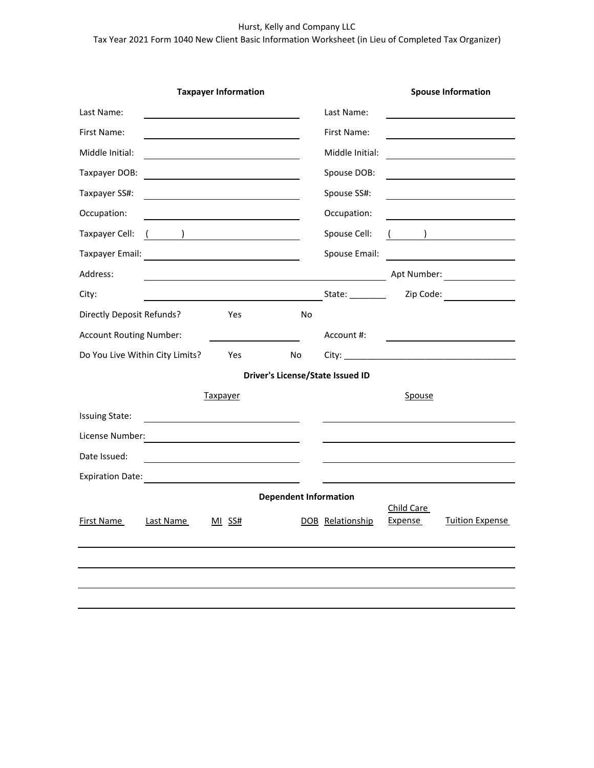Hurst, Kelly and Company LLC

Tax Year 2021 Form 1040 New Client Basic Information Worksheet (in Lieu of Completed Tax Organizer)

| **Taxpayer Information** | | **Spouse Information** | |
|---|---|---|---|
| Last Name: | | Last Name: | |
| First Name: | | First Name: | |
| Middle Initial: | | Middle Initial: | |
| Taxpayer DOB: | | Spouse DOB: | |
| Taxpayer SS#: | | Spouse SS#: | |
| Occupation: | | Occupation: | |
| Taxpayer Cell: | ( ) | Spouse Cell: | ( ) |
| Taxpayer Email: | | Spouse Email: | |

Address: ______________________________ Apt Number: __________

City: ______________________________ State: _______ Zip Code: __________

Directly Deposit Refunds? Yes No

Account Routing Number: __________ Account #: __________

Do You Live Within City Limits? Yes No City: ______________________________

**Driver's License/State Issued ID**

| | Taxpayer | Spouse |
|---|---|---|
| Issuing State: | | |
| License Number: | | |
| Date Issued: | | |
| Expiration Date: | | |

**Dependent Information**

| First Name | Last Name | MI | SS# | DOB | Relationship | Child Care Expense | Tuition Expense |
|---|---|---|---|---|---|---|---|
| | | | | | | | |
| | | | | | | | |
| | | | | | | | |
| | | | | | | | |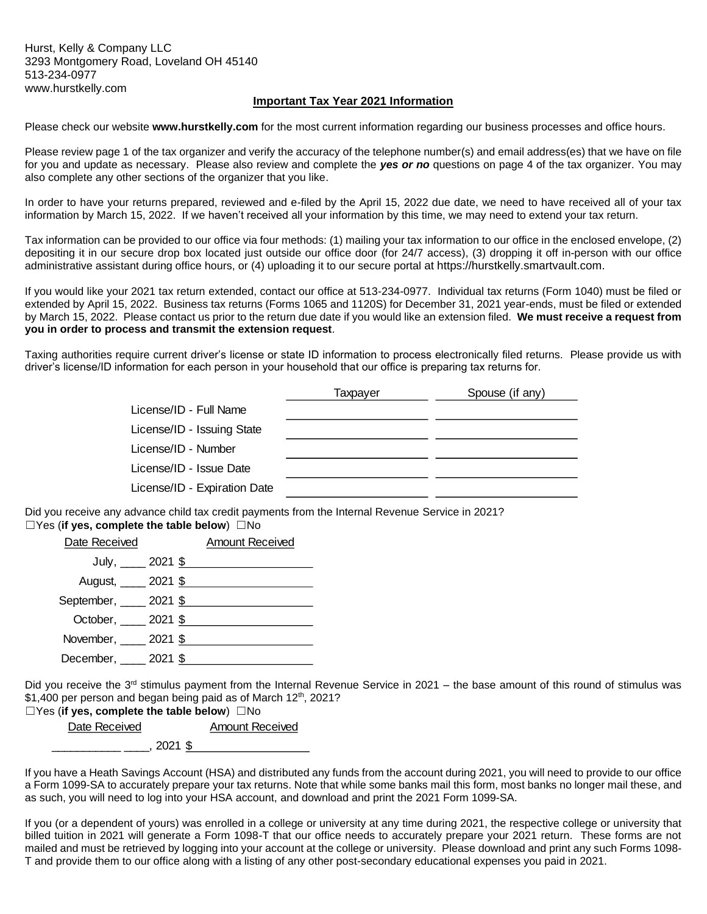Hurst, Kelly & Company LLC
3293 Montgomery Road, Loveland OH 45140
513-234-0977
www.hurstkelly.com

## Important Tax Year 2021 Information

Please check our website **www.hurstkelly.com** for the most current information regarding our business processes and office hours.

Please review page 1 of the tax organizer and verify the accuracy of the telephone number(s) and email address(es) that we have on file for you and update as necessary. Please also review and complete the ***yes or no*** questions on page 4 of the tax organizer. You may also complete any other sections of the organizer that you like.

In order to have your returns prepared, reviewed and e-filed by the April 15, 2022 due date, we need to have received all of your tax information by March 15, 2022. If we haven't received all your information by this time, we may need to extend your tax return.

Tax information can be provided to our office via four methods: (1) mailing your tax information to our office in the enclosed envelope, (2) depositing it in our secure drop box located just outside our office door (for 24/7 access), (3) dropping it off in-person with our office administrative assistant during office hours, or (4) uploading it to our secure portal at https://hurstkelly.smartvault.com.

If you would like your 2021 tax return extended, contact our office at 513-234-0977. Individual tax returns (Form 1040) must be filed or extended by April 15, 2022. Business tax returns (Forms 1065 and 1120S) for December 31, 2021 year-ends, must be filed or extended by March 15, 2022. Please contact us prior to the return due date if you would like an extension filed. **We must receive a request from you in order to process and transmit the extension request**.

Taxing authorities require current driver's license or state ID information to process electronically filed returns. Please provide us with driver's license/ID information for each person in your household that our office is preparing tax returns for.

| | Taxpayer | Spouse (if any) |
|---|---|---|
| License/ID - Full Name | | |
| License/ID - Issuing State | | |
| License/ID - Number | | |
| License/ID - Issue Date | | |
| License/ID - Expiration Date | | |

Did you receive any advance child tax credit payments from the Internal Revenue Service in 2021?
☐Yes (**if yes, complete the table below**) ☐No

| Date Received | Amount Received |
|---|---|
| July, ____ 2021 | $ |
| August, ____ 2021 | $ |
| September, ____ 2021 | $ |
| October, ____ 2021 | $ |
| November, ____ 2021 | $ |
| December, ____ 2021 | $ |

Did you receive the 3rd stimulus payment from the Internal Revenue Service in 2021 – the base amount of this round of stimulus was $1,400 per person and began being paid as of March 12th, 2021?
☐Yes (**if yes, complete the table below**) ☐No

| Date Received | Amount Received |
|---|---|
| ___________ ____, 2021 | $ |

If you have a Heath Savings Account (HSA) and distributed any funds from the account during 2021, you will need to provide to our office a Form 1099-SA to accurately prepare your tax returns. Note that while some banks mail this form, most banks no longer mail these, and as such, you will need to log into your HSA account, and download and print the 2021 Form 1099-SA.

If you (or a dependent of yours) was enrolled in a college or university at any time during 2021, the respective college or university that billed tuition in 2021 will generate a Form 1098-T that our office needs to accurately prepare your 2021 return. These forms are not mailed and must be retrieved by logging into your account at the college or university. Please download and print any such Forms 1098-T and provide them to our office along with a listing of any other post-secondary educational expenses you paid in 2021.